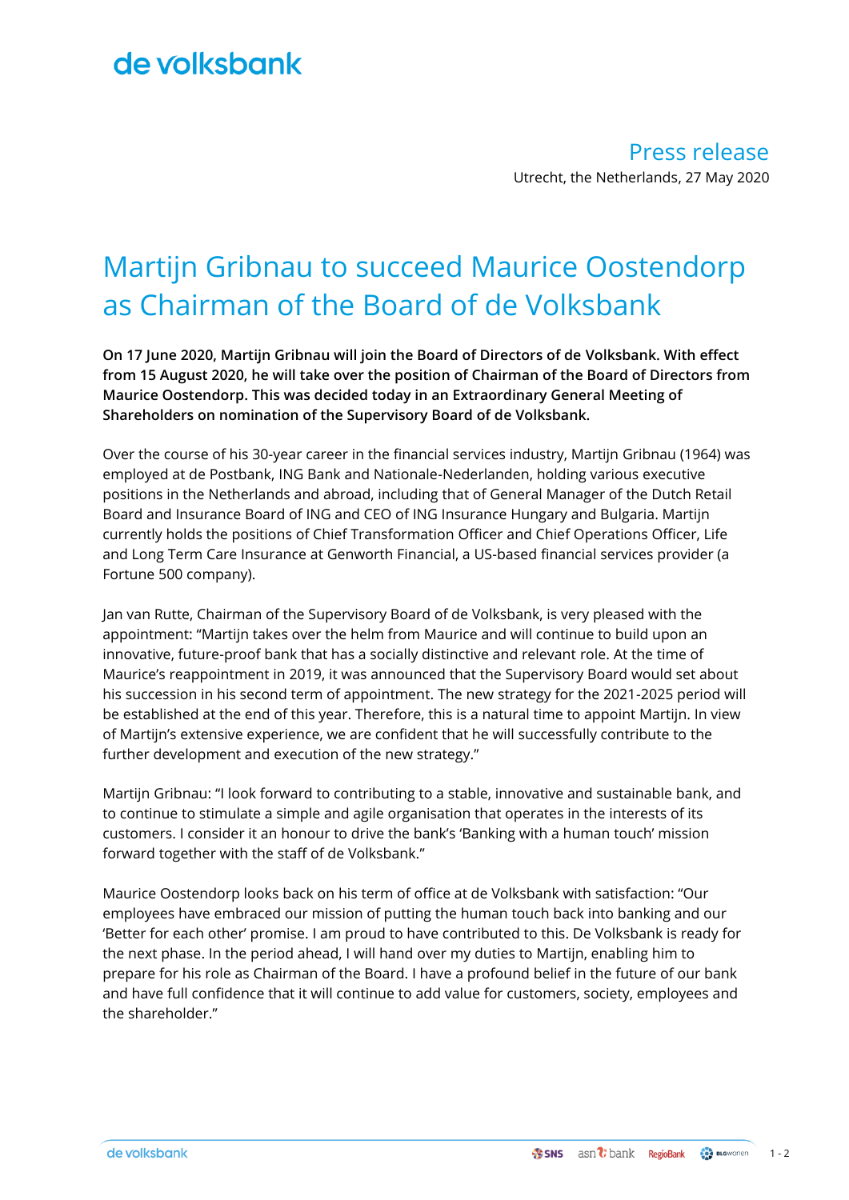de volksbank

Press release

Utrecht, the Netherlands, 27 May 2020

# Martijn Gribnau to succeed Maurice Oostendorp as Chairman of the Board of de Volksbank

**On 17 June 2020, Martijn Gribnau will join the Board of Directors of de Volksbank. With effect from 15 August 2020, he will take over the position of Chairman of the Board of Directors from Maurice Oostendorp. This was decided today in an Extraordinary General Meeting of Shareholders on nomination of the Supervisory Board of de Volksbank.**

Over the course of his 30-year career in the financial services industry, Martijn Gribnau (1964) was employed at de Postbank, ING Bank and Nationale-Nederlanden, holding various executive positions in the Netherlands and abroad, including that of General Manager of the Dutch Retail Board and Insurance Board of ING and CEO of ING Insurance Hungary and Bulgaria. Martijn currently holds the positions of Chief Transformation Officer and Chief Operations Officer, Life and Long Term Care Insurance at Genworth Financial, a US-based financial services provider (a Fortune 500 company).

Jan van Rutte, Chairman of the Supervisory Board of de Volksbank, is very pleased with the appointment: "Martijn takes over the helm from Maurice and will continue to build upon an innovative, future-proof bank that has a socially distinctive and relevant role. At the time of Maurice's reappointment in 2019, it was announced that the Supervisory Board would set about his succession in his second term of appointment. The new strategy for the 2021-2025 period will be established at the end of this year. Therefore, this is a natural time to appoint Martijn. In view of Martijn's extensive experience, we are confident that he will successfully contribute to the further development and execution of the new strategy."

Martijn Gribnau: "I look forward to contributing to a stable, innovative and sustainable bank, and to continue to stimulate a simple and agile organisation that operates in the interests of its customers. I consider it an honour to drive the bank's 'Banking with a human touch' mission forward together with the staff of de Volksbank."

Maurice Oostendorp looks back on his term of office at de Volksbank with satisfaction: "Our employees have embraced our mission of putting the human touch back into banking and our 'Better for each other' promise. I am proud to have contributed to this. De Volksbank is ready for the next phase. In the period ahead, I will hand over my duties to Martijn, enabling him to prepare for his role as Chairman of the Board. I have a profound belief in the future of our bank and have full confidence that it will continue to add value for customers, society, employees and the shareholder."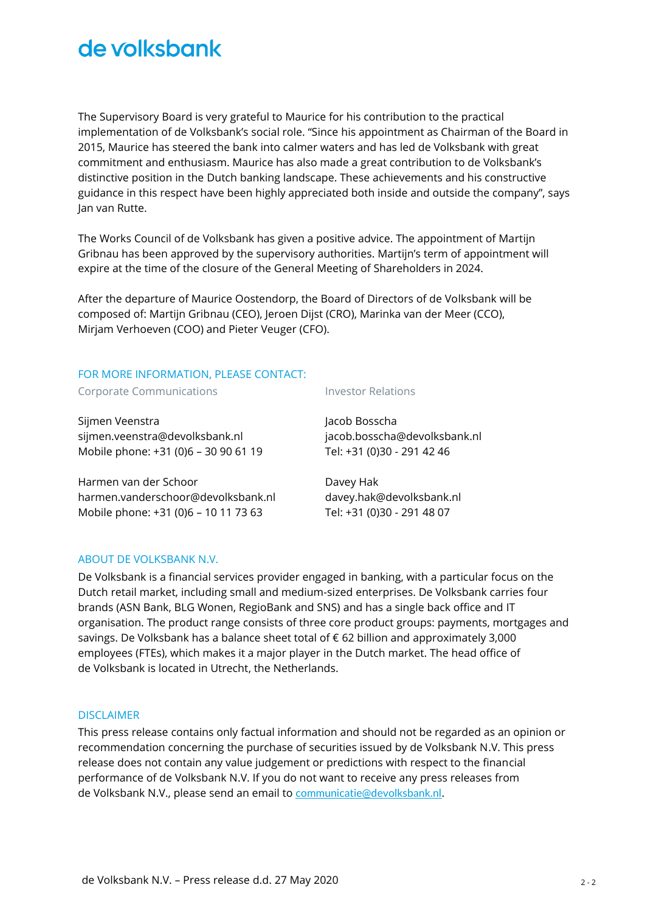The Supervisory Board is very grateful to Maurice for his contribution to the practical implementation of de Volksbank's social role. "Since his appointment as Chairman of the Board in 2015, Maurice has steered the bank into calmer waters and has led de Volksbank with great commitment and enthusiasm. Maurice has also made a great contribution to de Volksbank's distinctive position in the Dutch banking landscape. These achievements and his constructive guidance in this respect have been highly appreciated both inside and outside the company", says Jan van Rutte.

The Works Council of de Volksbank has given a positive advice. The appointment of Martijn Gribnau has been approved by the supervisory authorities. Martijn's term of appointment will expire at the time of the closure of the General Meeting of Shareholders in 2024.

After the departure of Maurice Oostendorp, the Board of Directors of de Volksbank will be composed of: Martijn Gribnau (CEO), Jeroen Dijst (CRO), Marinka van der Meer (CCO), Mirjam Verhoeven (COO) and Pieter Veuger (CFO).

## FOR MORE INFORMATION, PLEASE CONTACT:

**Corporate Communications**

Sijmen Veenstra
sijmen.veenstra@devolksbank.nl
Mobile phone: +31 (0)6 – 30 90 61 19

Harmen van der Schoor
harmen.vanderschoor@devolksbank.nl
Mobile phone: +31 (0)6 – 10 11 73 63

**Investor Relations**

Jacob Bosscha
jacob.bosscha@devolksbank.nl
Tel: +31 (0)30 - 291 42 46

Davey Hak
davey.hak@devolksbank.nl
Tel: +31 (0)30 - 291 48 07

## ABOUT DE VOLKSBANK N.V.

De Volksbank is a financial services provider engaged in banking, with a particular focus on the Dutch retail market, including small and medium-sized enterprises. De Volksbank carries four brands (ASN Bank, BLG Wonen, RegioBank and SNS) and has a single back office and IT organisation. The product range consists of three core product groups: payments, mortgages and savings. De Volksbank has a balance sheet total of € 62 billion and approximately 3,000 employees (FTEs), which makes it a major player in the Dutch market. The head office of de Volksbank is located in Utrecht, the Netherlands.

## DISCLAIMER

This press release contains only factual information and should not be regarded as an opinion or recommendation concerning the purchase of securities issued by de Volksbank N.V. This press release does not contain any value judgement or predictions with respect to the financial performance of de Volksbank N.V. If you do not want to receive any press releases from de Volksbank N.V., please send an email to communicatie@devolksbank.nl.